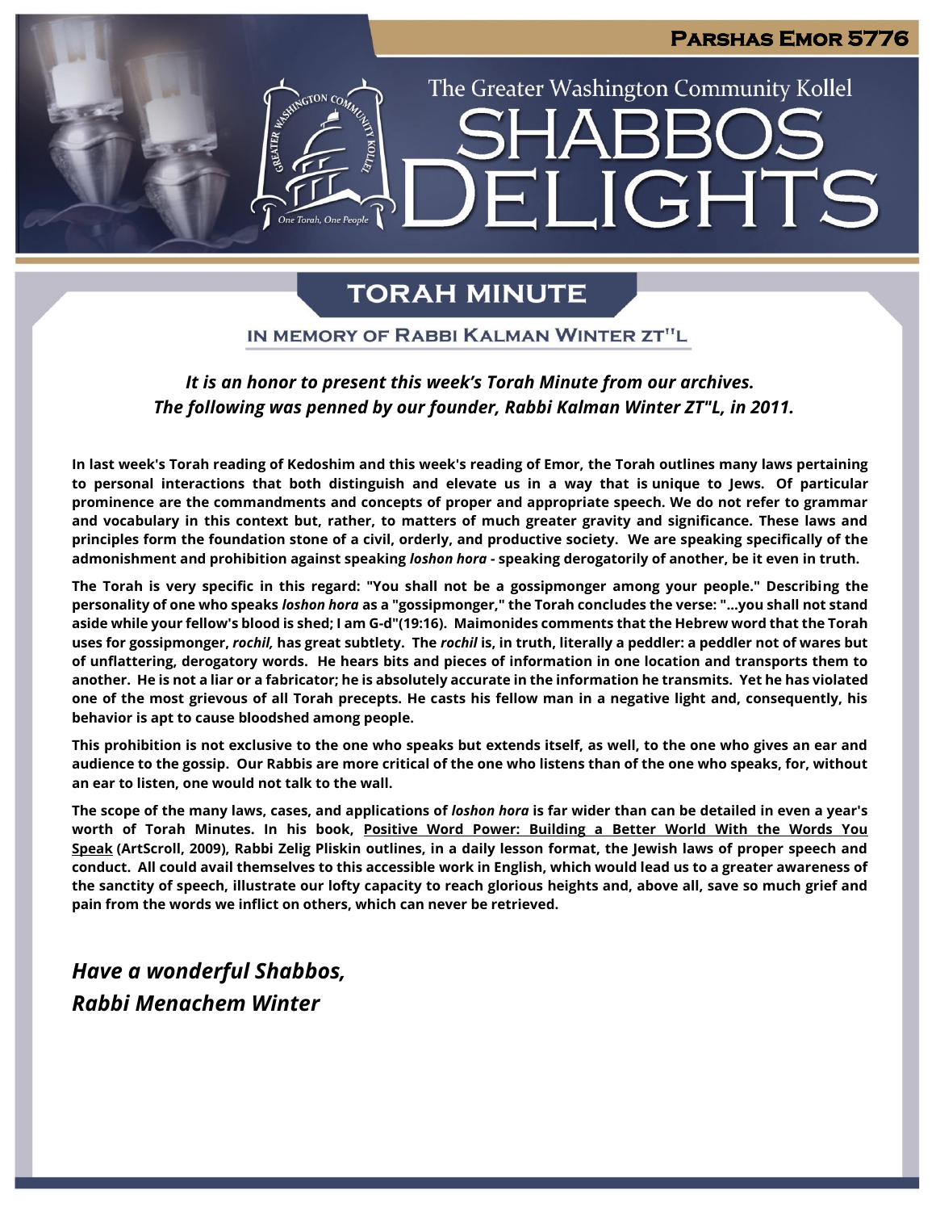Parshas Emor 5776

The Greater Washington Community Kollel

# SHABBOS DELIGHTS

## TORAH MINUTE

### IN MEMORY OF RABBI KALMAN WINTER ZT"L

*It is an honor to present this week's Torah Minute from our archives.*
*The following was penned by our founder, Rabbi Kalman Winter ZT"L, in 2011.*

**In last week's Torah reading of Kedoshim and this week's reading of Emor, the Torah outlines many laws pertaining to personal interactions that both distinguish and elevate us in a way that is unique to Jews. Of particular prominence are the commandments and concepts of proper and appropriate speech. We do not refer to grammar and vocabulary in this context but, rather, to matters of much greater gravity and significance. These laws and principles form the foundation stone of a civil, orderly, and productive society. We are speaking specifically of the admonishment and prohibition against speaking *loshon hora* - speaking derogatorily of another, be it even in truth.**

**The Torah is very specific in this regard: "You shall not be a gossipmonger among your people." Describing the personality of one who speaks *loshon hora* as a "gossipmonger," the Torah concludes the verse: "...you shall not stand aside while your fellow's blood is shed; I am G-d"(19:16). Maimonides comments that the Hebrew word that the Torah uses for gossipmonger, *rochil,* has great subtlety. The *rochil* is, in truth, literally a peddler: a peddler not of wares but of unflattering, derogatory words. He hears bits and pieces of information in one location and transports them to another. He is not a liar or a fabricator; he is absolutely accurate in the information he transmits. Yet he has violated one of the most grievous of all Torah precepts. He casts his fellow man in a negative light and, consequently, his behavior is apt to cause bloodshed among people.**

**This prohibition is not exclusive to the one who speaks but extends itself, as well, to the one who gives an ear and audience to the gossip. Our Rabbis are more critical of the one who listens than of the one who speaks, for, without an ear to listen, one would not talk to the wall.**

**The scope of the many laws, cases, and applications of *loshon hora* is far wider than can be detailed in even a year's worth of Torah Minutes. In his book, <u>Positive Word Power: Building a Better World With the Words You Speak</u> (ArtScroll, 2009), Rabbi Zelig Pliskin outlines, in a daily lesson format, the Jewish laws of proper speech and conduct. All could avail themselves to this accessible work in English, which would lead us to a greater awareness of the sanctity of speech, illustrate our lofty capacity to reach glorious heights and, above all, save so much grief and pain from the words we inflict on others, which can never be retrieved.**

***Have a wonderful Shabbos,***
***Rabbi Menachem Winter***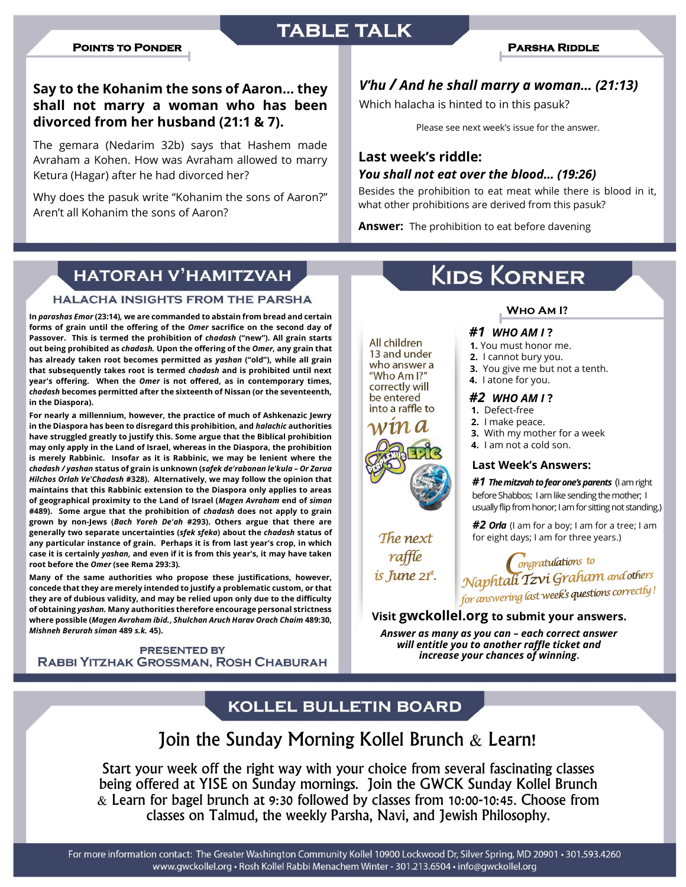# TABLE TALK

## Points to Ponder

**Say to the Kohanim the sons of Aaron... they shall not marry a woman who has been divorced from her husband (21:1 & 7).**

The gemara (Nedarim 32b) says that Hashem made Avraham a Kohen. How was Avraham allowed to marry Ketura (Hagar) after he had divorced her?

Why does the pasuk write "Kohanim the sons of Aaron?" Aren't all Kohanim the sons of Aaron?

## Parsha Riddle

***V'hu / And he shall marry a woman... (21:13)***

Which halacha is hinted to in this pasuk?

Please see next week's issue for the answer.

**Last week's riddle:**

***You shall not eat over the blood... (19:26)***

Besides the prohibition to eat meat while there is blood in it, what other prohibitions are derived from this pasuk?

**Answer:** The prohibition to eat before davening

# HATORAH V'HAMITZVAH

## Halacha Insights from the Parsha

**In *parashas Emor* (23:14), we are commanded to abstain from bread and certain forms of grain until the offering of the *Omer* sacrifice on the second day of Passover. This is termed the prohibition of *chadash* ("new"). All grain starts out being prohibited as *chadash*. Upon the offering of the *Omer*, any grain that has already taken root becomes permitted as *yashan* ("old"), while all grain that subsequently takes root is termed *chadash* and is prohibited until next year's offering. When the *Omer* is not offered, as in contemporary times, *chadash* becomes permitted after the sixteenth of Nissan (or the seventeenth, in the Diaspora).**

**For nearly a millennium, however, the practice of much of Ashkenazic Jewry in the Diaspora has been to disregard this prohibition, and *halachic* authorities have struggled greatly to justify this. Some argue that the Biblical prohibition may only apply in the Land of Israel, whereas in the Diaspora, the prohibition is merely Rabbinic. Insofar as it is Rabbinic, we may be lenient where the *chadash / yashan* status of grain is unknown (*safek de'rabanan le'kula – Or Zarua Hilchos Orlah Ve'Chadash* #328). Alternatively, we may follow the opinion that maintains that this Rabbinic extension to the Diaspora only applies to areas of geographical proximity to the Land of Israel (*Magen Avraham* end of *siman* #489). Some argue that the prohibition of *chadash* does not apply to grain grown by non-Jews (*Bach Yoreh De'ah* #293). Others argue that there are generally two separate uncertainties (*sfek sfeka*) about the *chadash* status of any particular instance of grain. Perhaps it is from last year's crop, in which case it is certainly *yashan,* and even if it is from this year's, it may have taken root before the *Omer* (see Rema 293:3).**

**Many of the same authorities who propose these justifications, however, concede that they are merely intended to justify a problematic custom, or that they are of dubious validity, and may be relied upon only due to the difficulty of obtaining *yashan.* Many authorities therefore encourage personal strictness where possible (*Magen Avraham ibid.*, *Shulchan Aruch Harav Orach Chaim* 489:30, *Mishneh Berurah siman* 489 *s.k.* 45).**

Presented by
Rabbi Yitzhak Grossman, Rosh Chaburah

# KIDS KORNER

All children 13 and under who answer a "Who Am I?" correctly will be entered into a raffle to win a Perplexus Epic

The next raffle is June 21st.

## Who Am I?

### #1 WHO AM I ?

1. You must honor me.
2. I cannot bury you.
3. You give me but not a tenth.
4. I atone for you.

### #2 WHO AM I ?

1. Defect-free
2. I make peace.
3. With my mother for a week
4. I am not a cold son.

### Last Week's Answers:

**#1 *The mitzvah to fear one's parents*** (I am right before Shabbos; I am like sending the mother; I usually flip from honor; I am for sitting not standing.)

**#2 *Orla*** (I am for a boy; I am for a tree; I am for eight days; I am for three years.)

*Congratulations to Naphtali Tzvi Graham and others for answering last week's questions correctly!*

**Visit gwckollel.org to submit your answers.**

***Answer as many as you can – each correct answer will entitle you to another raffle ticket and increase your chances of winning.***

# KOLLEL BULLETIN BOARD

## Join the Sunday Morning Kollel Brunch & Learn!

Start your week off the right way with your choice from several fascinating classes being offered at YISE on Sunday mornings. Join the GWCK Sunday Kollel Brunch & Learn for bagel brunch at 9:30 followed by classes from 10:00-10:45. Choose from classes on Talmud, the weekly Parsha, Navi, and Jewish Philosophy.

For more information contact: The Greater Washington Community Kollel 10900 Lockwood Dr, Silver Spring, MD 20901 • 301.593.4260
www.gwckollel.org • Rosh Kollel Rabbi Menachem Winter - 301.213.6504 • info@gwckollel.org